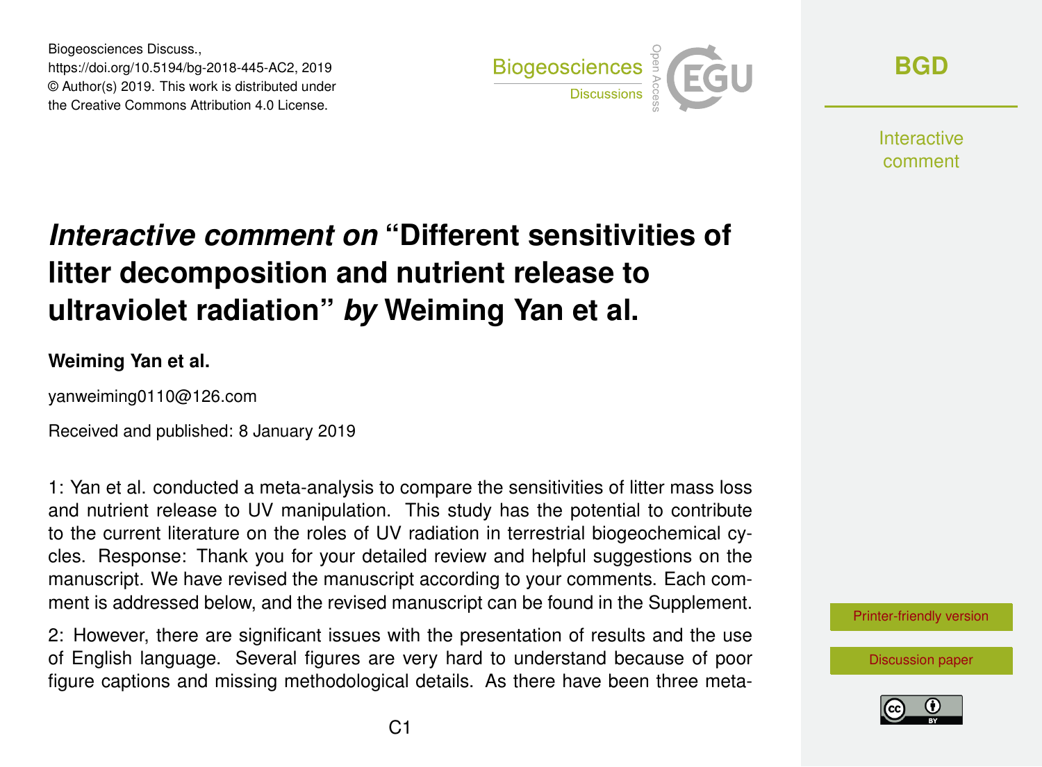Biogeosciences Discuss.,
https://doi.org/10.5194/bg-2018-445-AC2, 2019
© Author(s) 2019. This work is distributed under
the Creative Commons Attribution 4.0 License.

# *Interactive comment on* "Different sensitivities of litter decomposition and nutrient release to ultraviolet radiation" *by* Weiming Yan et al.

**Weiming Yan et al.**

yanweiming0110@126.com

Received and published: 8 January 2019

1: Yan et al. conducted a meta-analysis to compare the sensitivities of litter mass loss and nutrient release to UV manipulation. This study has the potential to contribute to the current literature on the roles of UV radiation in terrestrial biogeochemical cycles. Response: Thank you for your detailed review and helpful suggestions on the manuscript. We have revised the manuscript according to your comments. Each comment is addressed below, and the revised manuscript can be found in the Supplement.

2: However, there are significant issues with the presentation of results and the use of English language. Several figures are very hard to understand because of poor figure captions and missing methodological details. As there have been three meta-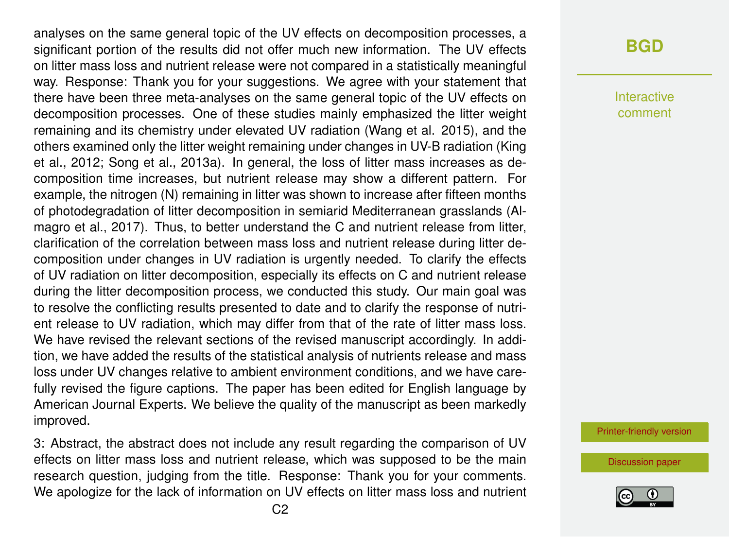analyses on the same general topic of the UV effects on decomposition processes, a significant portion of the results did not offer much new information. The UV effects on litter mass loss and nutrient release were not compared in a statistically meaningful way. Response: Thank you for your suggestions. We agree with your statement that there have been three meta-analyses on the same general topic of the UV effects on decomposition processes. One of these studies mainly emphasized the litter weight remaining and its chemistry under elevated UV radiation (Wang et al. 2015), and the others examined only the litter weight remaining under changes in UV-B radiation (King et al., 2012; Song et al., 2013a). In general, the loss of litter mass increases as decomposition time increases, but nutrient release may show a different pattern. For example, the nitrogen (N) remaining in litter was shown to increase after fifteen months of photodegradation of litter decomposition in semiarid Mediterranean grasslands (Almagro et al., 2017). Thus, to better understand the C and nutrient release from litter, clarification of the correlation between mass loss and nutrient release during litter decomposition under changes in UV radiation is urgently needed. To clarify the effects of UV radiation on litter decomposition, especially its effects on C and nutrient release during the litter decomposition process, we conducted this study. Our main goal was to resolve the conflicting results presented to date and to clarify the response of nutrient release to UV radiation, which may differ from that of the rate of litter mass loss. We have revised the relevant sections of the revised manuscript accordingly. In addition, we have added the results of the statistical analysis of nutrients release and mass loss under UV changes relative to ambient environment conditions, and we have carefully revised the figure captions. The paper has been edited for English language by American Journal Experts. We believe the quality of the manuscript as been markedly improved.

3: Abstract, the abstract does not include any result regarding the comparison of UV effects on litter mass loss and nutrient release, which was supposed to be the main research question, judging from the title. Response: Thank you for your comments. We apologize for the lack of information on UV effects on litter mass loss and nutrient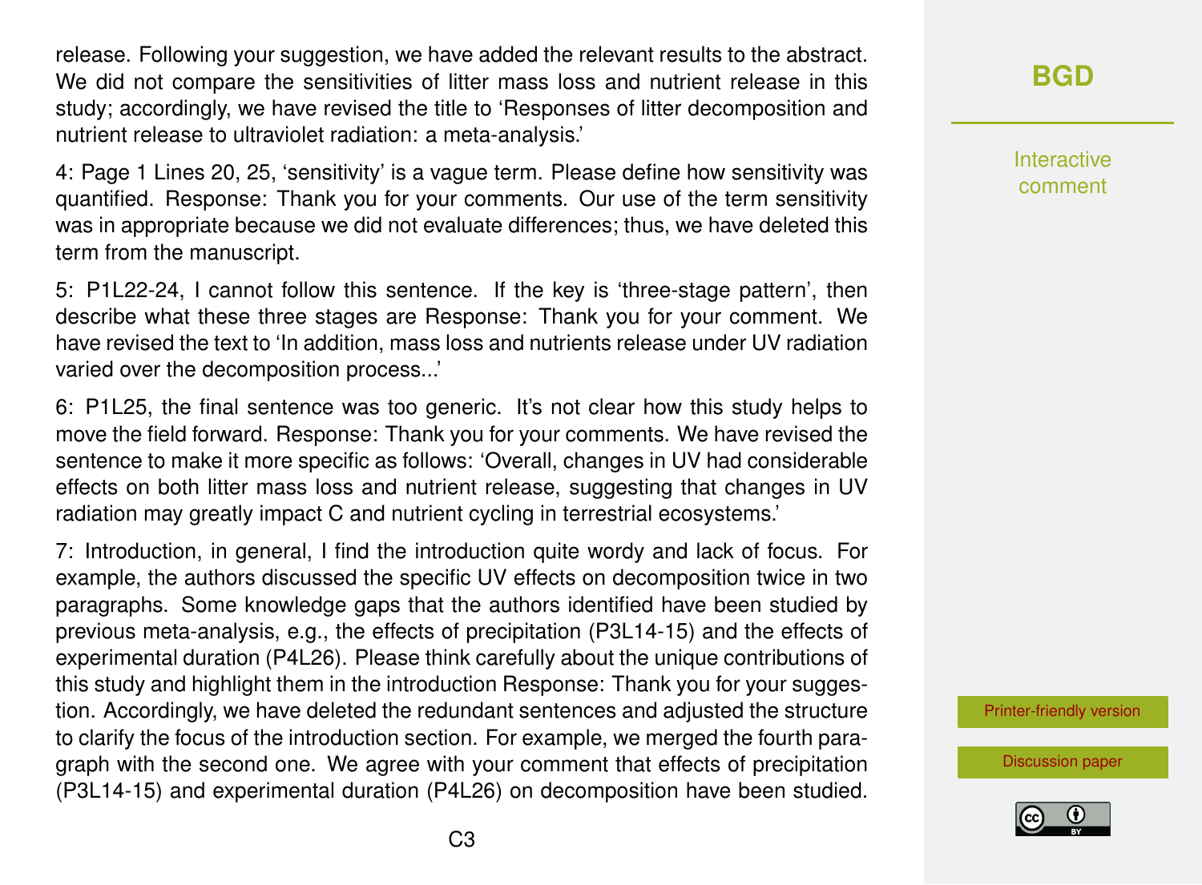release. Following your suggestion, we have added the relevant results to the abstract. We did not compare the sensitivities of litter mass loss and nutrient release in this study; accordingly, we have revised the title to 'Responses of litter decomposition and nutrient release to ultraviolet radiation: a meta-analysis.'

4: Page 1 Lines 20, 25, 'sensitivity' is a vague term. Please define how sensitivity was quantified. Response: Thank you for your comments. Our use of the term sensitivity was in appropriate because we did not evaluate differences; thus, we have deleted this term from the manuscript.

5: P1L22-24, I cannot follow this sentence. If the key is 'three-stage pattern', then describe what these three stages are Response: Thank you for your comment. We have revised the text to 'In addition, mass loss and nutrients release under UV radiation varied over the decomposition process...'

6: P1L25, the final sentence was too generic. It's not clear how this study helps to move the field forward. Response: Thank you for your comments. We have revised the sentence to make it more specific as follows: 'Overall, changes in UV had considerable effects on both litter mass loss and nutrient release, suggesting that changes in UV radiation may greatly impact C and nutrient cycling in terrestrial ecosystems.'

7: Introduction, in general, I find the introduction quite wordy and lack of focus. For example, the authors discussed the specific UV effects on decomposition twice in two paragraphs. Some knowledge gaps that the authors identified have been studied by previous meta-analysis, e.g., the effects of precipitation (P3L14-15) and the effects of experimental duration (P4L26). Please think carefully about the unique contributions of this study and highlight them in the introduction Response: Thank you for your suggestion. Accordingly, we have deleted the redundant sentences and adjusted the structure to clarify the focus of the introduction section. For example, we merged the fourth paragraph with the second one. We agree with your comment that effects of precipitation (P3L14-15) and experimental duration (P4L26) on decomposition have been studied.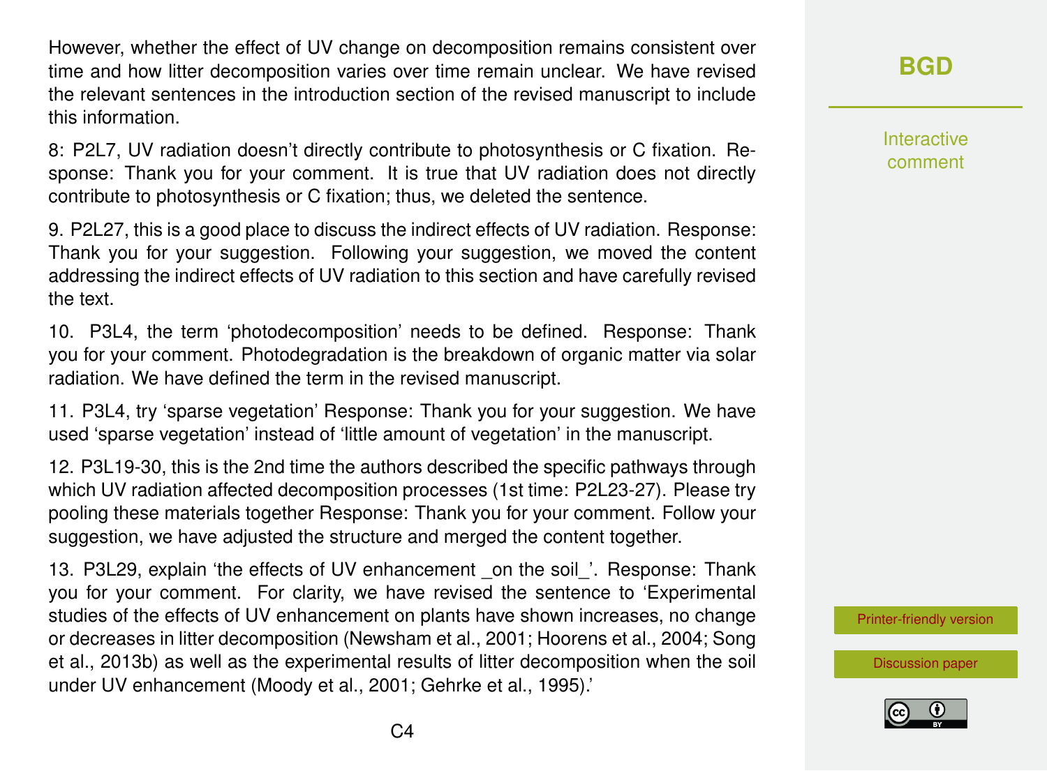However, whether the effect of UV change on decomposition remains consistent over time and how litter decomposition varies over time remain unclear. We have revised the relevant sentences in the introduction section of the revised manuscript to include this information.

8: P2L7, UV radiation doesn't directly contribute to photosynthesis or C fixation. Response: Thank you for your comment. It is true that UV radiation does not directly contribute to photosynthesis or C fixation; thus, we deleted the sentence.

9. P2L27, this is a good place to discuss the indirect effects of UV radiation. Response: Thank you for your suggestion. Following your suggestion, we moved the content addressing the indirect effects of UV radiation to this section and have carefully revised the text.

10. P3L4, the term 'photodecomposition' needs to be defined. Response: Thank you for your comment. Photodegradation is the breakdown of organic matter via solar radiation. We have defined the term in the revised manuscript.

11. P3L4, try 'sparse vegetation' Response: Thank you for your suggestion. We have used 'sparse vegetation' instead of 'little amount of vegetation' in the manuscript.

12. P3L19-30, this is the 2nd time the authors described the specific pathways through which UV radiation affected decomposition processes (1st time: P2L23-27). Please try pooling these materials together Response: Thank you for your comment. Follow your suggestion, we have adjusted the structure and merged the content together.

13. P3L29, explain 'the effects of UV enhancement _on the soil_'. Response: Thank you for your comment. For clarity, we have revised the sentence to 'Experimental studies of the effects of UV enhancement on plants have shown increases, no change or decreases in litter decomposition (Newsham et al., 2001; Hoorens et al., 2004; Song et al., 2013b) as well as the experimental results of litter decomposition when the soil under UV enhancement (Moody et al., 2001; Gehrke et al., 1995).'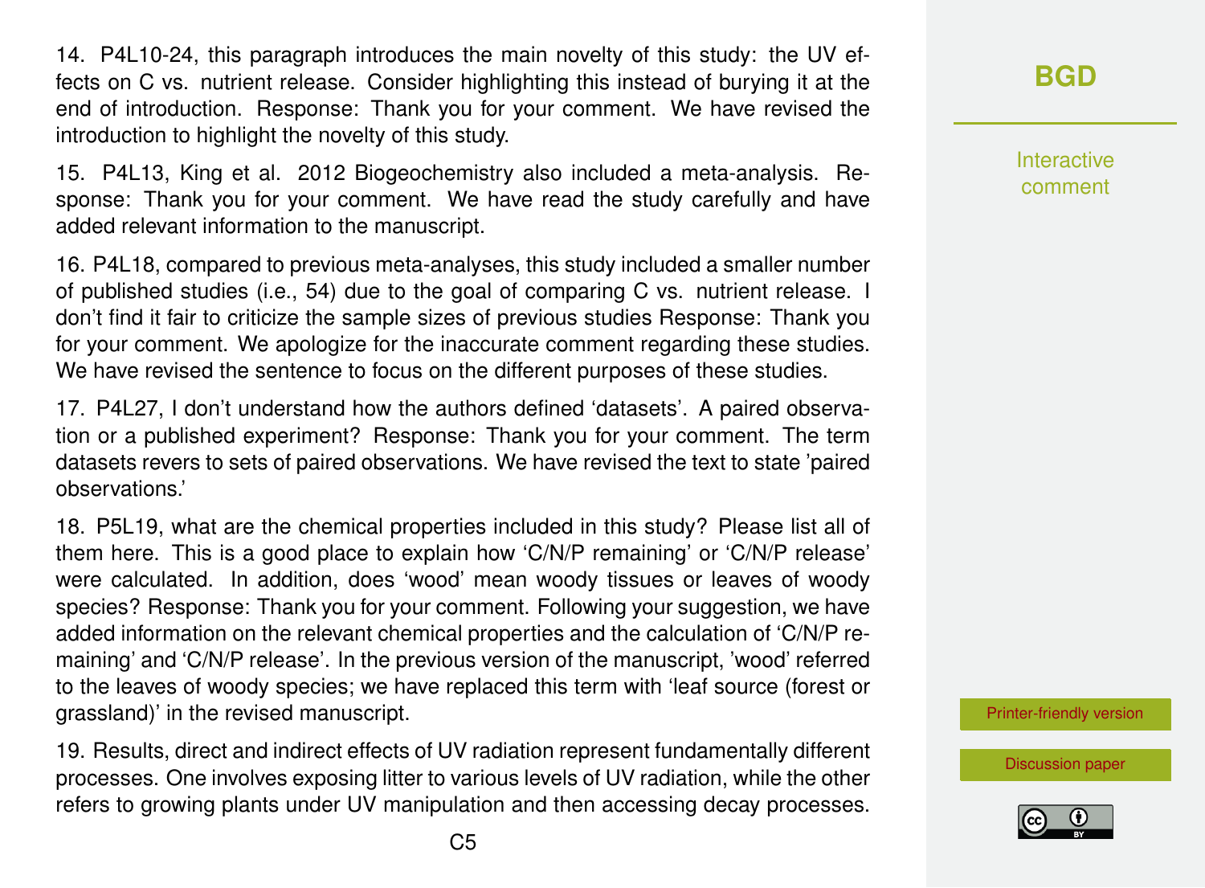14. P4L10-24, this paragraph introduces the main novelty of this study: the UV effects on C vs. nutrient release. Consider highlighting this instead of burying it at the end of introduction. Response: Thank you for your comment. We have revised the introduction to highlight the novelty of this study.

15. P4L13, King et al. 2012 Biogeochemistry also included a meta-analysis. Response: Thank you for your comment. We have read the study carefully and have added relevant information to the manuscript.

16. P4L18, compared to previous meta-analyses, this study included a smaller number of published studies (i.e., 54) due to the goal of comparing C vs. nutrient release. I don't find it fair to criticize the sample sizes of previous studies Response: Thank you for your comment. We apologize for the inaccurate comment regarding these studies. We have revised the sentence to focus on the different purposes of these studies.

17. P4L27, I don't understand how the authors defined 'datasets'. A paired observation or a published experiment? Response: Thank you for your comment. The term datasets revers to sets of paired observations. We have revised the text to state 'paired observations.'

18. P5L19, what are the chemical properties included in this study? Please list all of them here. This is a good place to explain how 'C/N/P remaining' or 'C/N/P release' were calculated. In addition, does 'wood' mean woody tissues or leaves of woody species? Response: Thank you for your comment. Following your suggestion, we have added information on the relevant chemical properties and the calculation of 'C/N/P remaining' and 'C/N/P release'. In the previous version of the manuscript, 'wood' referred to the leaves of woody species; we have replaced this term with 'leaf source (forest or grassland)' in the revised manuscript.

19. Results, direct and indirect effects of UV radiation represent fundamentally different processes. One involves exposing litter to various levels of UV radiation, while the other refers to growing plants under UV manipulation and then accessing decay processes.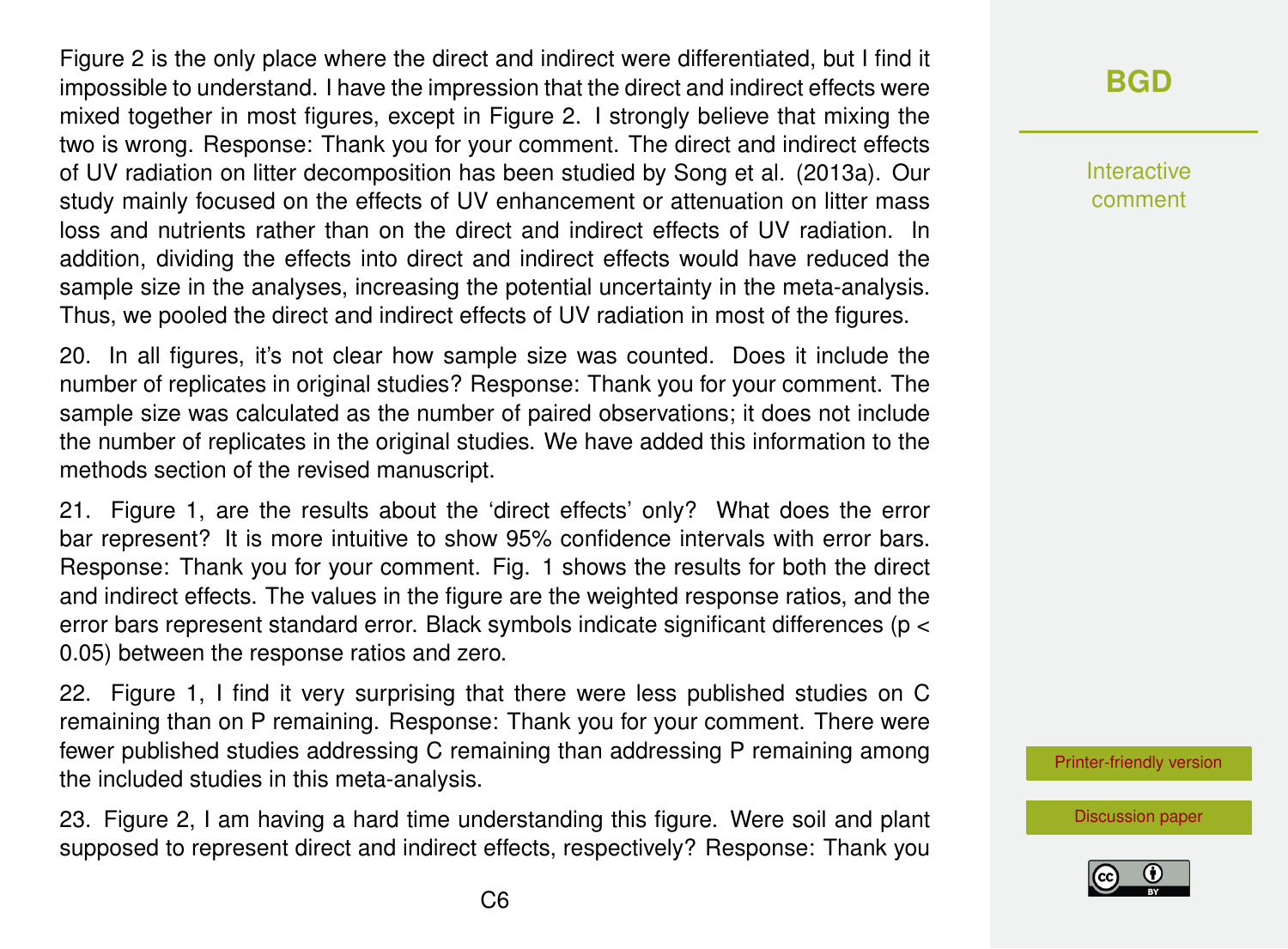Figure 2 is the only place where the direct and indirect were differentiated, but I find it impossible to understand. I have the impression that the direct and indirect effects were mixed together in most figures, except in Figure 2. I strongly believe that mixing the two is wrong. Response: Thank you for your comment. The direct and indirect effects of UV radiation on litter decomposition has been studied by Song et al. (2013a). Our study mainly focused on the effects of UV enhancement or attenuation on litter mass loss and nutrients rather than on the direct and indirect effects of UV radiation. In addition, dividing the effects into direct and indirect effects would have reduced the sample size in the analyses, increasing the potential uncertainty in the meta-analysis. Thus, we pooled the direct and indirect effects of UV radiation in most of the figures.

20. In all figures, it's not clear how sample size was counted. Does it include the number of replicates in original studies? Response: Thank you for your comment. The sample size was calculated as the number of paired observations; it does not include the number of replicates in the original studies. We have added this information to the methods section of the revised manuscript.

21. Figure 1, are the results about the 'direct effects' only? What does the error bar represent? It is more intuitive to show 95% confidence intervals with error bars. Response: Thank you for your comment. Fig. 1 shows the results for both the direct and indirect effects. The values in the figure are the weighted response ratios, and the error bars represent standard error. Black symbols indicate significant differences ($p < 0.05$) between the response ratios and zero.

22. Figure 1, I find it very surprising that there were less published studies on C remaining than on P remaining. Response: Thank you for your comment. There were fewer published studies addressing C remaining than addressing P remaining among the included studies in this meta-analysis.

23. Figure 2, I am having a hard time understanding this figure. Were soil and plant supposed to represent direct and indirect effects, respectively? Response: Thank you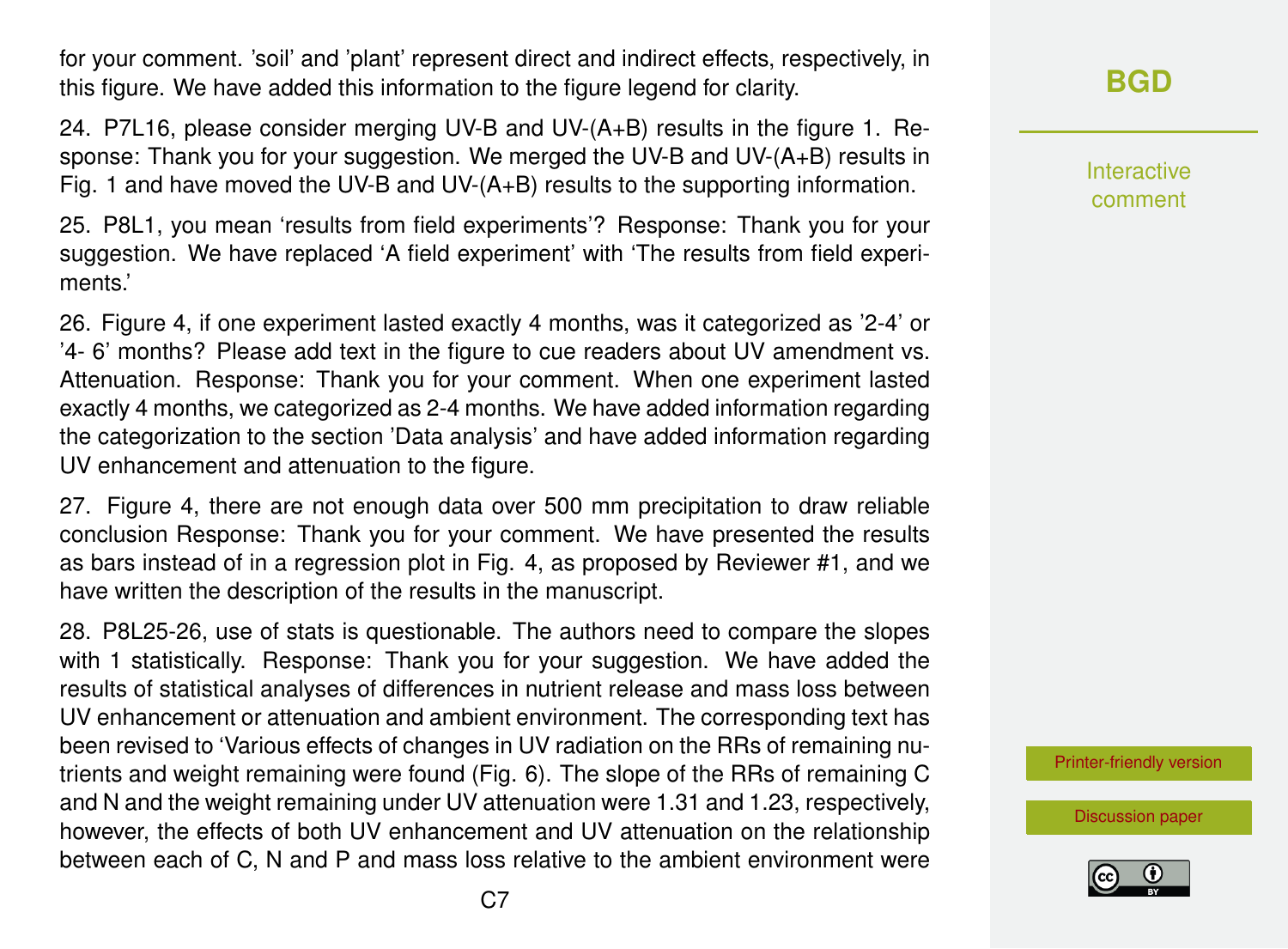for your comment. 'soil' and 'plant' represent direct and indirect effects, respectively, in this figure. We have added this information to the figure legend for clarity.

24. P7L16, please consider merging UV-B and UV-(A+B) results in the figure 1. Response: Thank you for your suggestion. We merged the UV-B and UV-(A+B) results in Fig. 1 and have moved the UV-B and UV-(A+B) results to the supporting information.

25. P8L1, you mean 'results from field experiments'? Response: Thank you for your suggestion. We have replaced 'A field experiment' with 'The results from field experiments.'

26. Figure 4, if one experiment lasted exactly 4 months, was it categorized as '2-4' or '4- 6' months? Please add text in the figure to cue readers about UV amendment vs. Attenuation. Response: Thank you for your comment. When one experiment lasted exactly 4 months, we categorized as 2-4 months. We have added information regarding the categorization to the section 'Data analysis' and have added information regarding UV enhancement and attenuation to the figure.

27. Figure 4, there are not enough data over 500 mm precipitation to draw reliable conclusion Response: Thank you for your comment. We have presented the results as bars instead of in a regression plot in Fig. 4, as proposed by Reviewer #1, and we have written the description of the results in the manuscript.

28. P8L25-26, use of stats is questionable. The authors need to compare the slopes with 1 statistically. Response: Thank you for your suggestion. We have added the results of statistical analyses of differences in nutrient release and mass loss between UV enhancement or attenuation and ambient environment. The corresponding text has been revised to 'Various effects of changes in UV radiation on the RRs of remaining nutrients and weight remaining were found (Fig. 6). The slope of the RRs of remaining C and N and the weight remaining under UV attenuation were 1.31 and 1.23, respectively, however, the effects of both UV enhancement and UV attenuation on the relationship between each of C, N and P and mass loss relative to the ambient environment were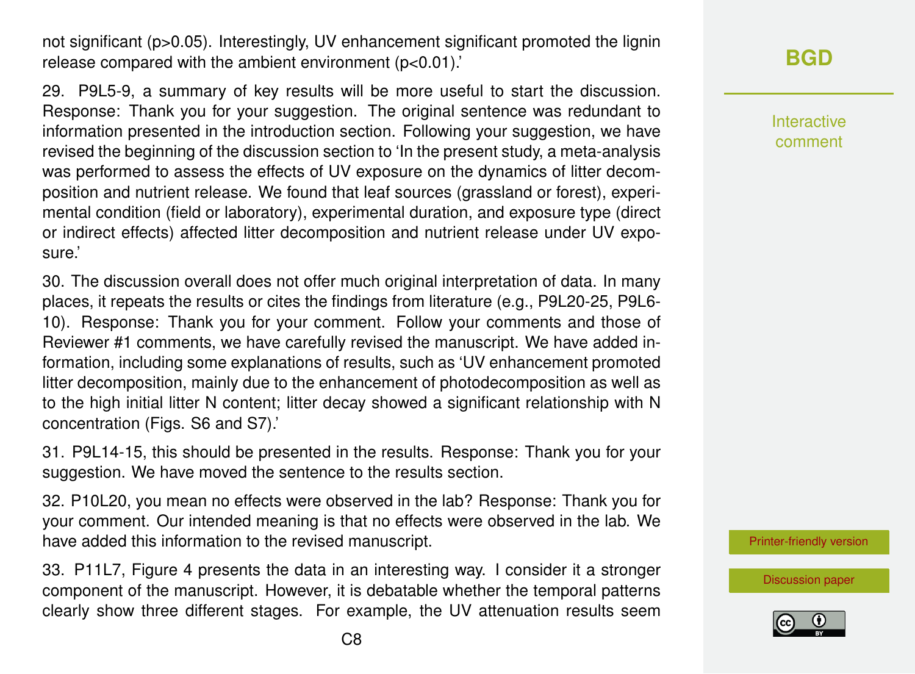not significant ($p>0.05$). Interestingly, UV enhancement significant promoted the lignin release compared with the ambient environment ($p<0.01$).'

29. P9L5-9, a summary of key results will be more useful to start the discussion. Response: Thank you for your suggestion. The original sentence was redundant to information presented in the introduction section. Following your suggestion, we have revised the beginning of the discussion section to 'In the present study, a meta-analysis was performed to assess the effects of UV exposure on the dynamics of litter decomposition and nutrient release. We found that leaf sources (grassland or forest), experimental condition (field or laboratory), experimental duration, and exposure type (direct or indirect effects) affected litter decomposition and nutrient release under UV exposure.'

30. The discussion overall does not offer much original interpretation of data. In many places, it repeats the results or cites the findings from literature (e.g., P9L20-25, P9L6-10). Response: Thank you for your comment. Follow your comments and those of Reviewer #1 comments, we have carefully revised the manuscript. We have added information, including some explanations of results, such as 'UV enhancement promoted litter decomposition, mainly due to the enhancement of photodecomposition as well as to the high initial litter N content; litter decay showed a significant relationship with N concentration (Figs. S6 and S7).'

31. P9L14-15, this should be presented in the results. Response: Thank you for your suggestion. We have moved the sentence to the results section.

32. P10L20, you mean no effects were observed in the lab? Response: Thank you for your comment. Our intended meaning is that no effects were observed in the lab. We have added this information to the revised manuscript.

33. P11L7, Figure 4 presents the data in an interesting way. I consider it a stronger component of the manuscript. However, it is debatable whether the temporal patterns clearly show three different stages. For example, the UV attenuation results seem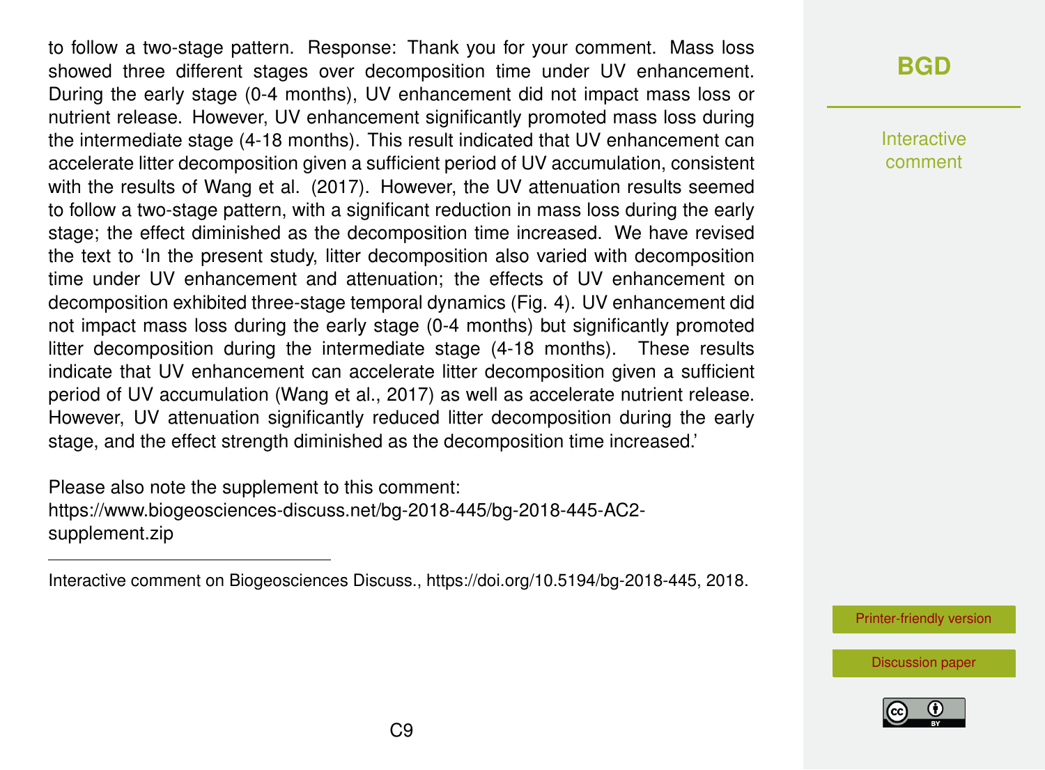to follow a two-stage pattern. Response: Thank you for your comment. Mass loss showed three different stages over decomposition time under UV enhancement. During the early stage (0-4 months), UV enhancement did not impact mass loss or nutrient release. However, UV enhancement significantly promoted mass loss during the intermediate stage (4-18 months). This result indicated that UV enhancement can accelerate litter decomposition given a sufficient period of UV accumulation, consistent with the results of Wang et al. (2017). However, the UV attenuation results seemed to follow a two-stage pattern, with a significant reduction in mass loss during the early stage; the effect diminished as the decomposition time increased. We have revised the text to 'In the present study, litter decomposition also varied with decomposition time under UV enhancement and attenuation; the effects of UV enhancement on decomposition exhibited three-stage temporal dynamics (Fig. 4). UV enhancement did not impact mass loss during the early stage (0-4 months) but significantly promoted litter decomposition during the intermediate stage (4-18 months). These results indicate that UV enhancement can accelerate litter decomposition given a sufficient period of UV accumulation (Wang et al., 2017) as well as accelerate nutrient release. However, UV attenuation significantly reduced litter decomposition during the early stage, and the effect strength diminished as the decomposition time increased.'

Please also note the supplement to this comment:
https://www.biogeosciences-discuss.net/bg-2018-445/bg-2018-445-AC2-supplement.zip

Interactive comment on Biogeosciences Discuss., https://doi.org/10.5194/bg-2018-445, 2018.